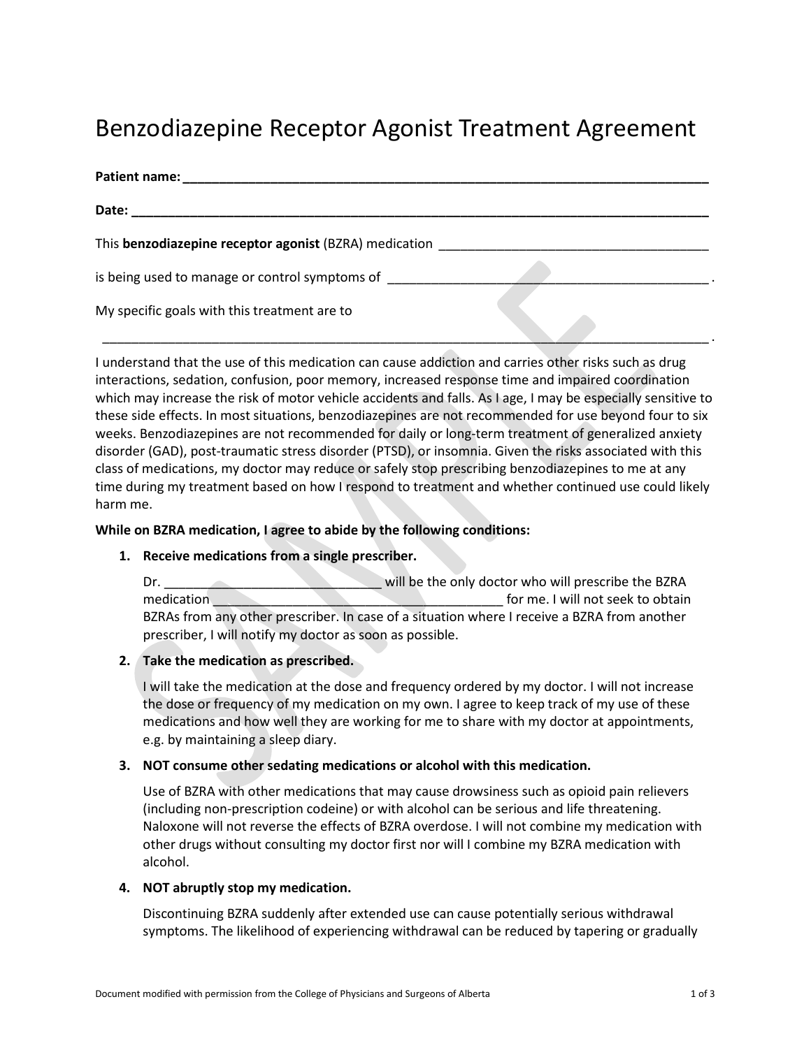# Benzodiazepine Receptor Agonist Treatment Agreement

**Patient name: ___________________________________________________________________________**

**Date: ________________________________________________________________________________**

This **benzodiazepine receptor agonist** (BZRA) medication ______________________________________

is being used to manage or control symptoms of ______________________________________________ .

My specific goals with this treatment are to

_________________________________________________________________________________________ .

I understand that the use of this medication can cause addiction and carries other risks such as drug interactions, sedation, confusion, poor memory, increased response time and impaired coordination which may increase the risk of motor vehicle accidents and falls. As I age, I may be especially sensitive to these side effects. In most situations, benzodiazepines are not recommended for use beyond four to six weeks. Benzodiazepines are not recommended for daily or long-term treatment of generalized anxiety disorder (GAD), post-traumatic stress disorder (PTSD), or insomnia. Given the risks associated with this class of medications, my doctor may reduce or safely stop prescribing benzodiazepines to me at any time during my treatment based on how I respond to treatment and whether continued use could likely harm me.

**While on BZRA medication, I agree to abide by the following conditions:**

1. **Receive medications from a single prescriber.**

   Dr. ______________________________ will be the only doctor who will prescribe the BZRA medication _________________________________________ for me. I will not seek to obtain BZRAs from any other prescriber. In case of a situation where I receive a BZRA from another prescriber, I will notify my doctor as soon as possible.

2. **Take the medication as prescribed.**

   I will take the medication at the dose and frequency ordered by my doctor. I will not increase the dose or frequency of my medication on my own. I agree to keep track of my use of these medications and how well they are working for me to share with my doctor at appointments, e.g. by maintaining a sleep diary.

3. **NOT consume other sedating medications or alcohol with this medication.**

   Use of BZRA with other medications that may cause drowsiness such as opioid pain relievers (including non-prescription codeine) or with alcohol can be serious and life threatening. Naloxone will not reverse the effects of BZRA overdose. I will not combine my medication with other drugs without consulting my doctor first nor will I combine my BZRA medication with alcohol.

4. **NOT abruptly stop my medication.**

   Discontinuing BZRA suddenly after extended use can cause potentially serious withdrawal symptoms. The likelihood of experiencing withdrawal can be reduced by tapering or gradually

Document modified with permission from the College of Physicians and Surgeons of Alberta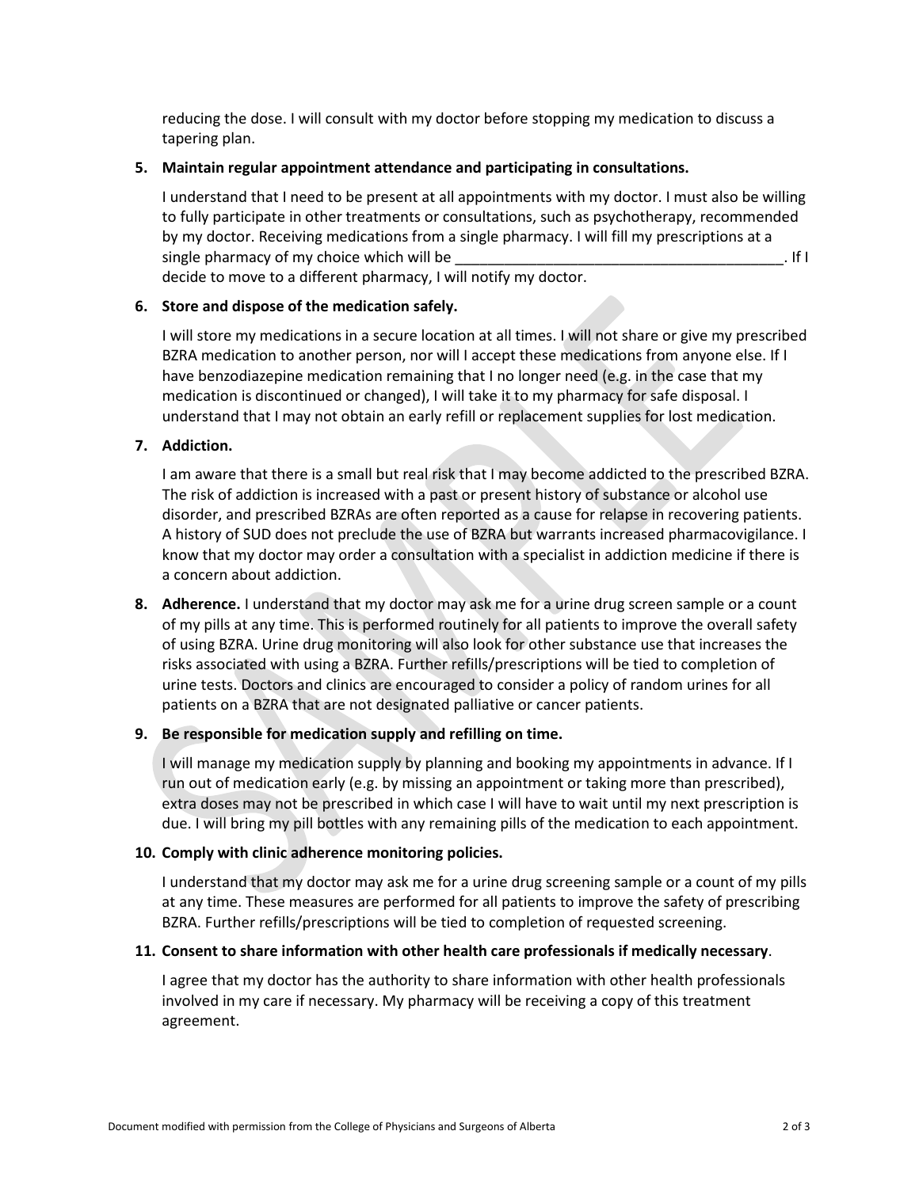reducing the dose. I will consult with my doctor before stopping my medication to discuss a tapering plan.

5. **Maintain regular appointment attendance and participating in consultations.**

   I understand that I need to be present at all appointments with my doctor. I must also be willing to fully participate in other treatments or consultations, such as psychotherapy, recommended by my doctor. Receiving medications from a single pharmacy. I will fill my prescriptions at a single pharmacy of my choice which will be ________________________________________. If I decide to move to a different pharmacy, I will notify my doctor.

6. **Store and dispose of the medication safely.**

   I will store my medications in a secure location at all times. I will not share or give my prescribed BZRA medication to another person, nor will I accept these medications from anyone else. If I have benzodiazepine medication remaining that I no longer need (e.g. in the case that my medication is discontinued or changed), I will take it to my pharmacy for safe disposal. I understand that I may not obtain an early refill or replacement supplies for lost medication.

7. **Addiction.**

   I am aware that there is a small but real risk that I may become addicted to the prescribed BZRA. The risk of addiction is increased with a past or present history of substance or alcohol use disorder, and prescribed BZRAs are often reported as a cause for relapse in recovering patients. A history of SUD does not preclude the use of BZRA but warrants increased pharmacovigilance. I know that my doctor may order a consultation with a specialist in addiction medicine if there is a concern about addiction.

8. **Adherence.** I understand that my doctor may ask me for a urine drug screen sample or a count of my pills at any time. This is performed routinely for all patients to improve the overall safety of using BZRA. Urine drug monitoring will also look for other substance use that increases the risks associated with using a BZRA. Further refills/prescriptions will be tied to completion of urine tests. Doctors and clinics are encouraged to consider a policy of random urines for all patients on a BZRA that are not designated palliative or cancer patients.

9. **Be responsible for medication supply and refilling on time.**

   I will manage my medication supply by planning and booking my appointments in advance. If I run out of medication early (e.g. by missing an appointment or taking more than prescribed), extra doses may not be prescribed in which case I will have to wait until my next prescription is due. I will bring my pill bottles with any remaining pills of the medication to each appointment.

10. **Comply with clinic adherence monitoring policies.**

    I understand that my doctor may ask me for a urine drug screening sample or a count of my pills at any time. These measures are performed for all patients to improve the safety of prescribing BZRA. Further refills/prescriptions will be tied to completion of requested screening.

11. **Consent to share information with other health care professionals if medically necessary**.

    I agree that my doctor has the authority to share information with other health professionals involved in my care if necessary. My pharmacy will be receiving a copy of this treatment agreement.

Document modified with permission from the College of Physicians and Surgeons of Alberta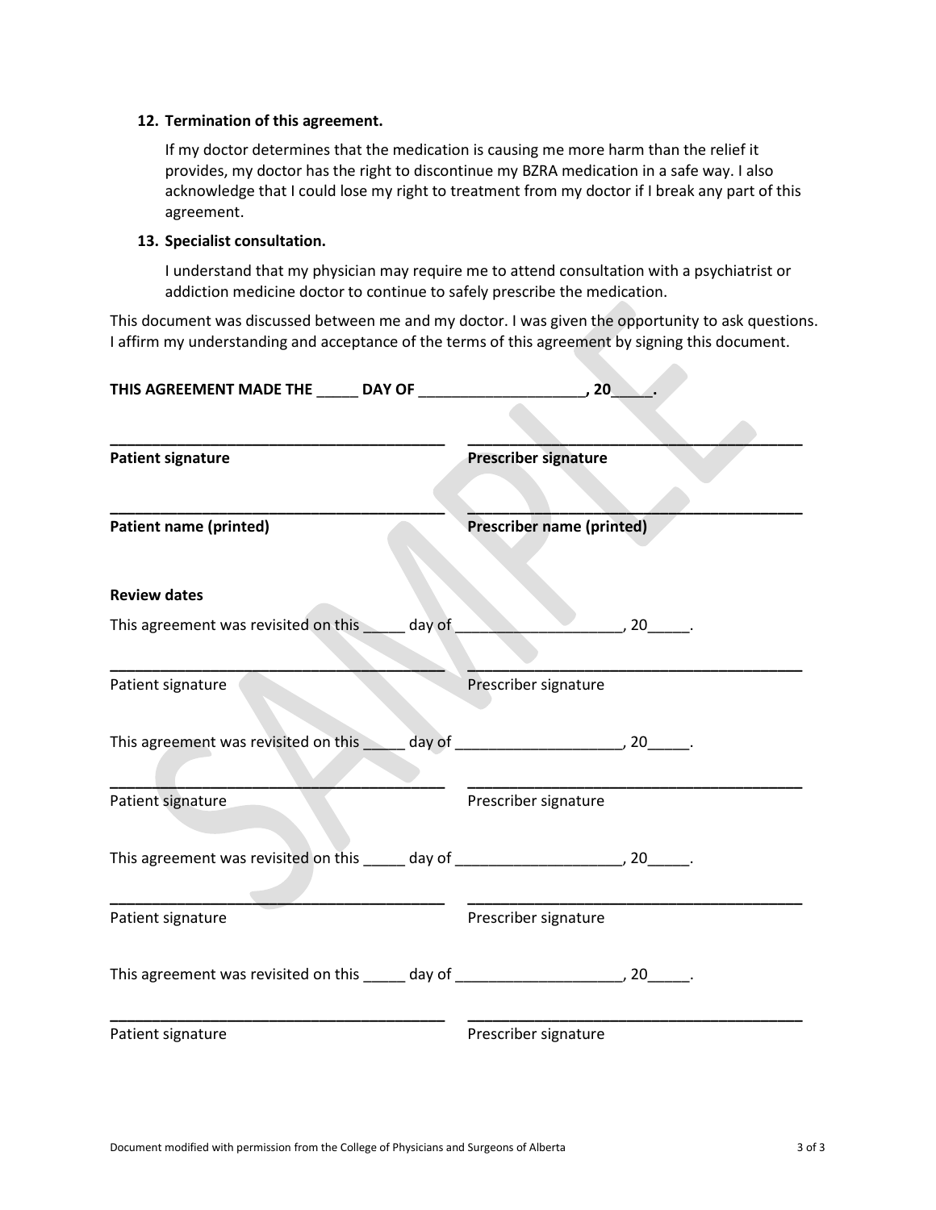12. **Termination of this agreement.**

    If my doctor determines that the medication is causing me more harm than the relief it provides, my doctor has the right to discontinue my BZRA medication in a safe way. I also acknowledge that I could lose my right to treatment from my doctor if I break any part of this agreement.

13. **Specialist consultation.**

    I understand that my physician may require me to attend consultation with a psychiatrist or addiction medicine doctor to continue to safely prescribe the medication.

This document was discussed between me and my doctor. I was given the opportunity to ask questions. I affirm my understanding and acceptance of the terms of this agreement by signing this document.

**THIS AGREEMENT MADE THE _____ DAY OF ____________________, 20_____.**

| | |
|---|---|
| ________________________________________ | ________________________________________ |
| **Patient signature** | **Prescriber signature** |
| ________________________________________ | ________________________________________ |
| **Patient name (printed)** | **Prescriber name (printed)** |

**Review dates**

This agreement was revisited on this _____ day of ____________________, 20_____.

| | |
|---|---|
| ________________________________________ | ________________________________________ |
| Patient signature | Prescriber signature |

This agreement was revisited on this _____ day of ____________________, 20_____.

| | |
|---|---|
| ________________________________________ | ________________________________________ |
| Patient signature | Prescriber signature |

This agreement was revisited on this _____ day of ____________________, 20_____.

| | |
|---|---|
| ________________________________________ | ________________________________________ |
| Patient signature | Prescriber signature |

This agreement was revisited on this _____ day of ____________________, 20_____.

| | |
|---|---|
| ________________________________________ | ________________________________________ |
| Patient signature | Prescriber signature |

Document modified with permission from the College of Physicians and Surgeons of Alberta